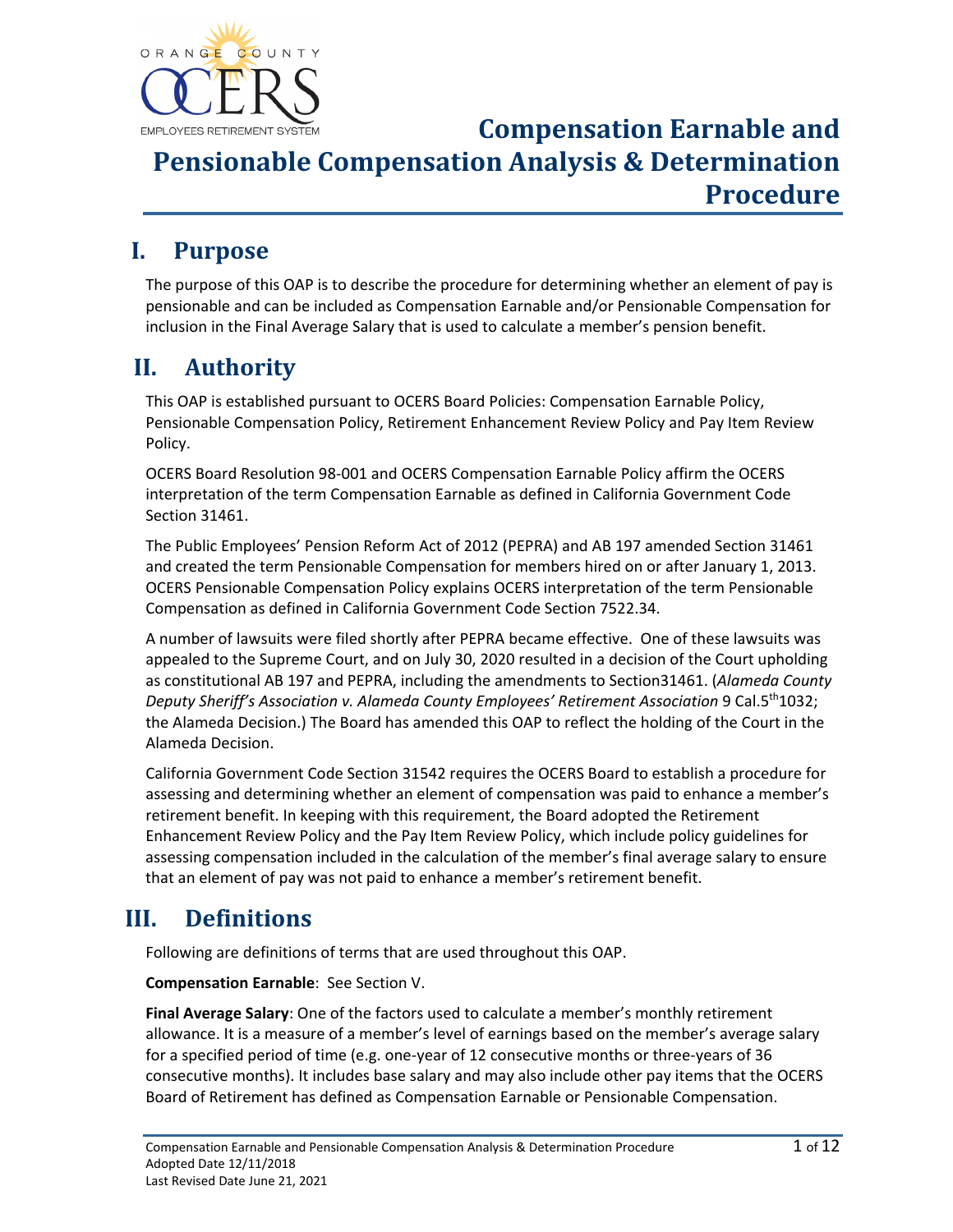# Compensation Earnable and Pensionable Compensation Analysis & Determination Procedure

## I. Purpose

The purpose of this OAP is to describe the procedure for determining whether an element of pay is pensionable and can be included as Compensation Earnable and/or Pensionable Compensation for inclusion in the Final Average Salary that is used to calculate a member's pension benefit.

## II. Authority

This OAP is established pursuant to OCERS Board Policies: Compensation Earnable Policy, Pensionable Compensation Policy, Retirement Enhancement Review Policy and Pay Item Review Policy.

OCERS Board Resolution 98-001 and OCERS Compensation Earnable Policy affirm the OCERS interpretation of the term Compensation Earnable as defined in California Government Code Section 31461.

The Public Employees' Pension Reform Act of 2012 (PEPRA) and AB 197 amended Section 31461 and created the term Pensionable Compensation for members hired on or after January 1, 2013. OCERS Pensionable Compensation Policy explains OCERS interpretation of the term Pensionable Compensation as defined in California Government Code Section 7522.34.

A number of lawsuits were filed shortly after PEPRA became effective. One of these lawsuits was appealed to the Supreme Court, and on July 30, 2020 resulted in a decision of the Court upholding as constitutional AB 197 and PEPRA, including the amendments to Section31461. (*Alameda County Deputy Sheriff's Association v. Alameda County Employees' Retirement Association* 9 Cal.5th 1032; the Alameda Decision.) The Board has amended this OAP to reflect the holding of the Court in the Alameda Decision.

California Government Code Section 31542 requires the OCERS Board to establish a procedure for assessing and determining whether an element of compensation was paid to enhance a member's retirement benefit. In keeping with this requirement, the Board adopted the Retirement Enhancement Review Policy and the Pay Item Review Policy, which include policy guidelines for assessing compensation included in the calculation of the member's final average salary to ensure that an element of pay was not paid to enhance a member's retirement benefit.

## III. Definitions

Following are definitions of terms that are used throughout this OAP.

**Compensation Earnable**: See Section V.

**Final Average Salary**: One of the factors used to calculate a member's monthly retirement allowance. It is a measure of a member's level of earnings based on the member's average salary for a specified period of time (e.g. one-year of 12 consecutive months or three-years of 36 consecutive months). It includes base salary and may also include other pay items that the OCERS Board of Retirement has defined as Compensation Earnable or Pensionable Compensation.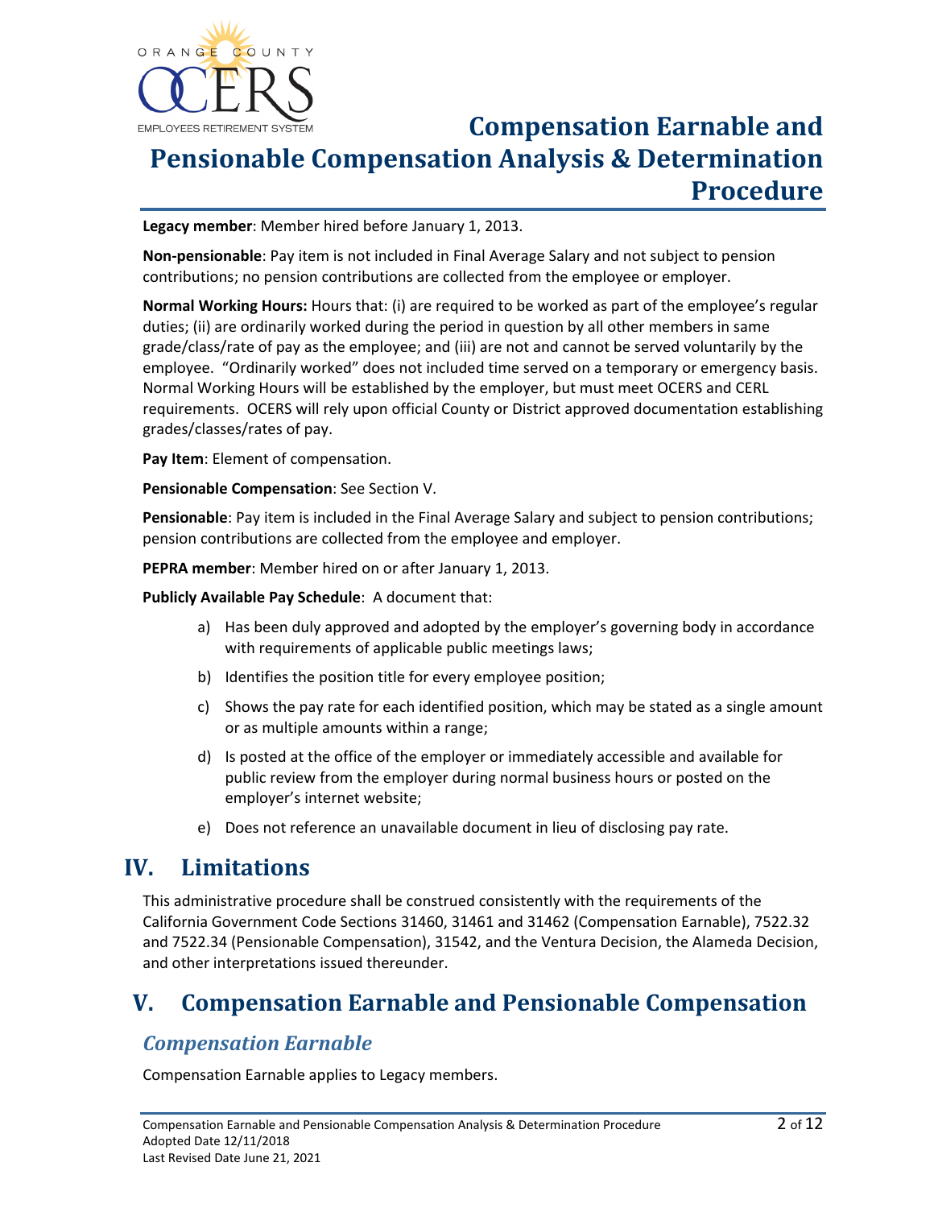**Legacy member**: Member hired before January 1, 2013.

**Non-pensionable**: Pay item is not included in Final Average Salary and not subject to pension contributions; no pension contributions are collected from the employee or employer.

**Normal Working Hours:** Hours that: (i) are required to be worked as part of the employee's regular duties; (ii) are ordinarily worked during the period in question by all other members in same grade/class/rate of pay as the employee; and (iii) are not and cannot be served voluntarily by the employee. "Ordinarily worked" does not included time served on a temporary or emergency basis. Normal Working Hours will be established by the employer, but must meet OCERS and CERL requirements. OCERS will rely upon official County or District approved documentation establishing grades/classes/rates of pay.

**Pay Item**: Element of compensation.

**Pensionable Compensation**: See Section V.

**Pensionable**: Pay item is included in the Final Average Salary and subject to pension contributions; pension contributions are collected from the employee and employer.

**PEPRA member**: Member hired on or after January 1, 2013.

**Publicly Available Pay Schedule**: A document that:

a) Has been duly approved and adopted by the employer's governing body in accordance with requirements of applicable public meetings laws;

b) Identifies the position title for every employee position;

c) Shows the pay rate for each identified position, which may be stated as a single amount or as multiple amounts within a range;

d) Is posted at the office of the employer or immediately accessible and available for public review from the employer during normal business hours or posted on the employer's internet website;

e) Does not reference an unavailable document in lieu of disclosing pay rate.

# IV. Limitations

This administrative procedure shall be construed consistently with the requirements of the California Government Code Sections 31460, 31461 and 31462 (Compensation Earnable), 7522.32 and 7522.34 (Pensionable Compensation), 31542, and the Ventura Decision, the Alameda Decision, and other interpretations issued thereunder.

# V. Compensation Earnable and Pensionable Compensation

## *Compensation Earnable*

Compensation Earnable applies to Legacy members.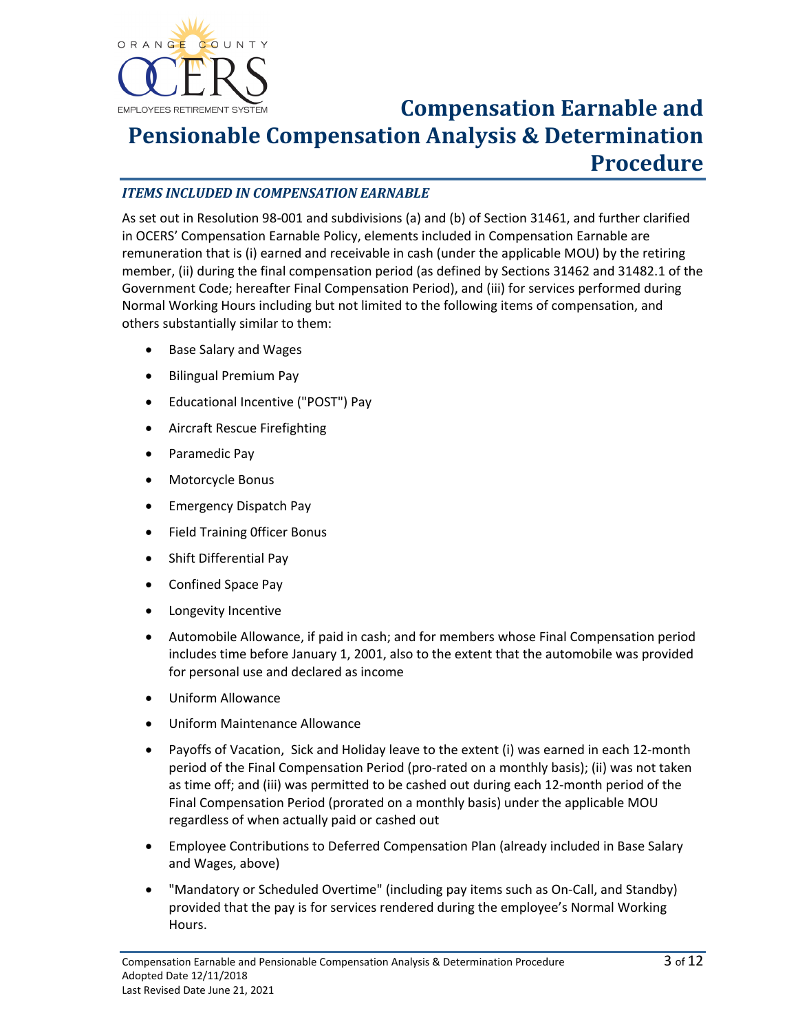### *ITEMS INCLUDED IN COMPENSATION EARNABLE*

As set out in Resolution 98-001 and subdivisions (a) and (b) of Section 31461, and further clarified in OCERS' Compensation Earnable Policy, elements included in Compensation Earnable are remuneration that is (i) earned and receivable in cash (under the applicable MOU) by the retiring member, (ii) during the final compensation period (as defined by Sections 31462 and 31482.1 of the Government Code; hereafter Final Compensation Period), and (iii) for services performed during Normal Working Hours including but not limited to the following items of compensation, and others substantially similar to them:

- Base Salary and Wages
- Bilingual Premium Pay
- Educational Incentive ("POST") Pay
- Aircraft Rescue Firefighting
- Paramedic Pay
- Motorcycle Bonus
- Emergency Dispatch Pay
- Field Training 0fficer Bonus
- Shift Differential Pay
- Confined Space Pay
- Longevity Incentive
- Automobile Allowance, if paid in cash; and for members whose Final Compensation period includes time before January 1, 2001, also to the extent that the automobile was provided for personal use and declared as income
- Uniform Allowance
- Uniform Maintenance Allowance
- Payoffs of Vacation, Sick and Holiday leave to the extent (i) was earned in each 12-month period of the Final Compensation Period (pro-rated on a monthly basis); (ii) was not taken as time off; and (iii) was permitted to be cashed out during each 12-month period of the Final Compensation Period (prorated on a monthly basis) under the applicable MOU regardless of when actually paid or cashed out
- Employee Contributions to Deferred Compensation Plan (already included in Base Salary and Wages, above)
- "Mandatory or Scheduled Overtime" (including pay items such as On-Call, and Standby) provided that the pay is for services rendered during the employee's Normal Working Hours.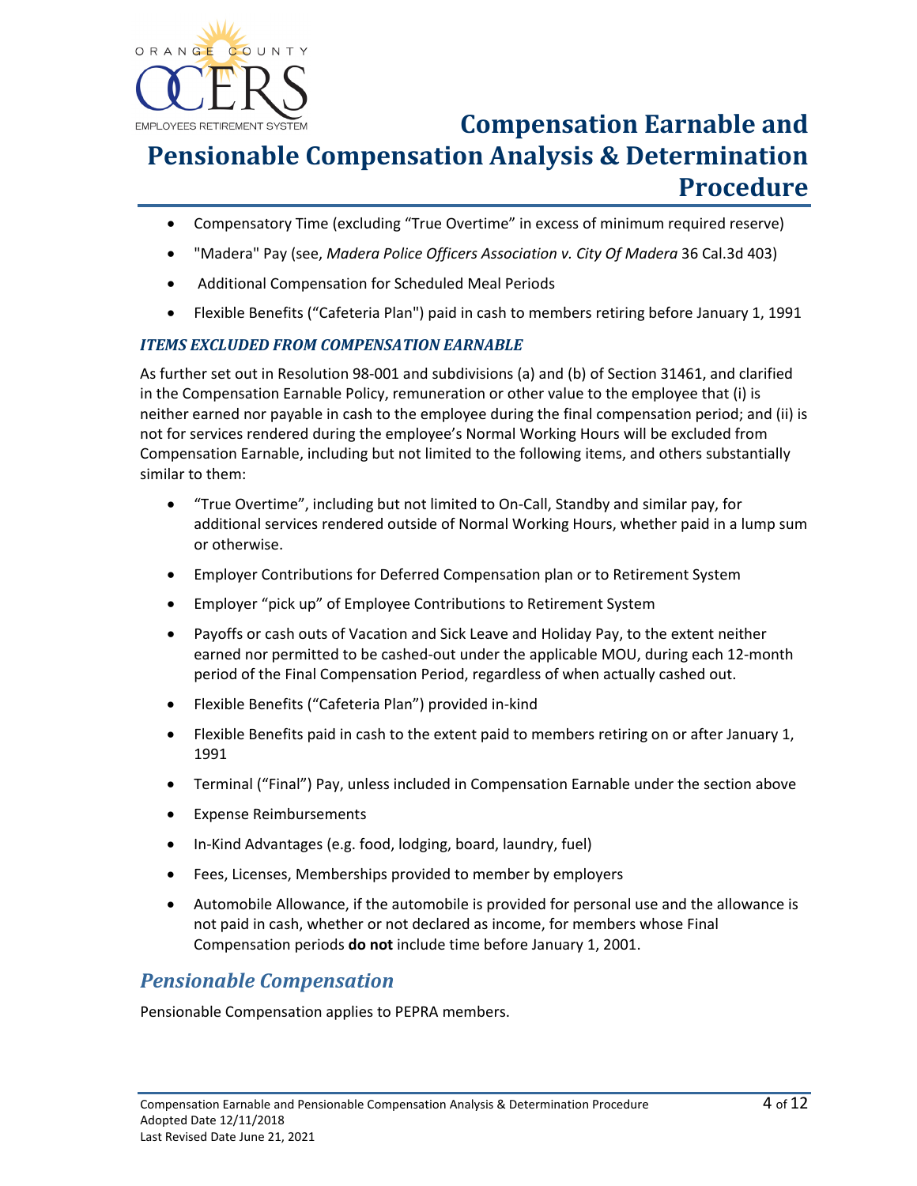- Compensatory Time (excluding "True Overtime" in excess of minimum required reserve)
- "Madera" Pay (see, *Madera Police Officers Association v. City Of Madera* 36 Cal.3d 403)
- Additional Compensation for Scheduled Meal Periods
- Flexible Benefits ("Cafeteria Plan") paid in cash to members retiring before January 1, 1991

### *ITEMS EXCLUDED FROM COMPENSATION EARNABLE*

As further set out in Resolution 98-001 and subdivisions (a) and (b) of Section 31461, and clarified in the Compensation Earnable Policy, remuneration or other value to the employee that (i) is neither earned nor payable in cash to the employee during the final compensation period; and (ii) is not for services rendered during the employee's Normal Working Hours will be excluded from Compensation Earnable, including but not limited to the following items, and others substantially similar to them:

- "True Overtime", including but not limited to On-Call, Standby and similar pay, for additional services rendered outside of Normal Working Hours, whether paid in a lump sum or otherwise.
- Employer Contributions for Deferred Compensation plan or to Retirement System
- Employer "pick up" of Employee Contributions to Retirement System
- Payoffs or cash outs of Vacation and Sick Leave and Holiday Pay, to the extent neither earned nor permitted to be cashed-out under the applicable MOU, during each 12-month period of the Final Compensation Period, regardless of when actually cashed out.
- Flexible Benefits ("Cafeteria Plan") provided in-kind
- Flexible Benefits paid in cash to the extent paid to members retiring on or after January 1, 1991
- Terminal ("Final") Pay, unless included in Compensation Earnable under the section above
- Expense Reimbursements
- In-Kind Advantages (e.g. food, lodging, board, laundry, fuel)
- Fees, Licenses, Memberships provided to member by employers
- Automobile Allowance, if the automobile is provided for personal use and the allowance is not paid in cash, whether or not declared as income, for members whose Final Compensation periods **do not** include time before January 1, 2001.

## *Pensionable Compensation*

Pensionable Compensation applies to PEPRA members.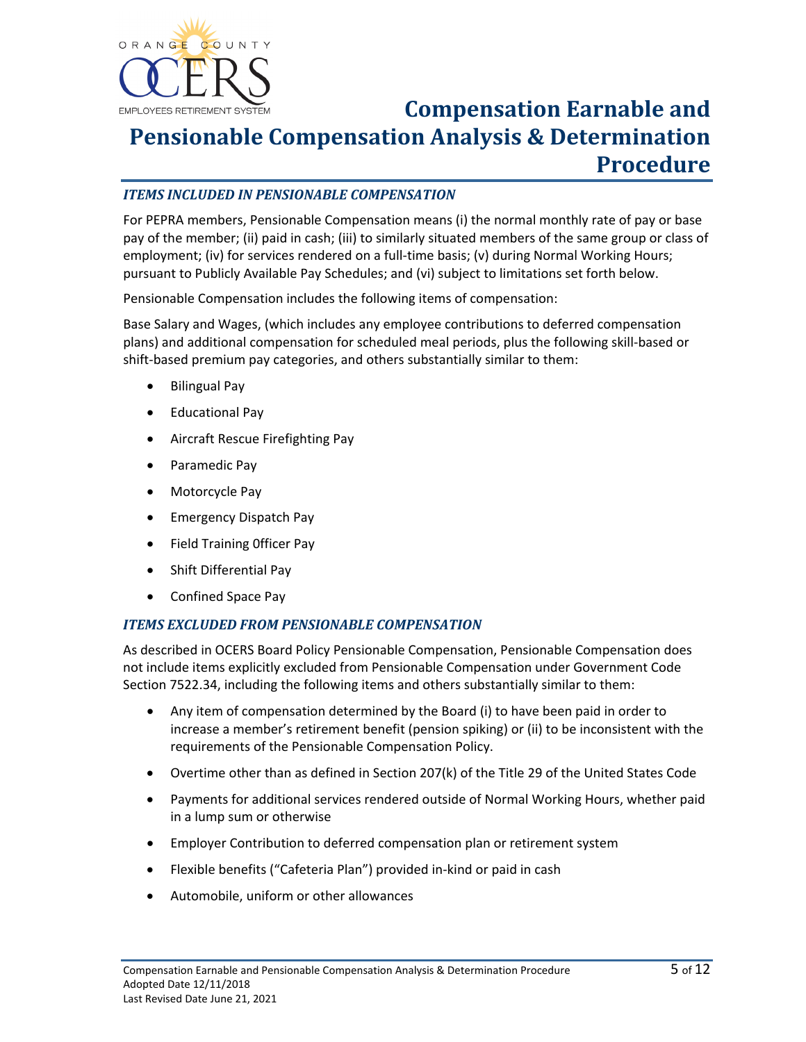# Compensation Earnable and Pensionable Compensation Analysis & Determination Procedure

### *ITEMS INCLUDED IN PENSIONABLE COMPENSATION*

For PEPRA members, Pensionable Compensation means (i) the normal monthly rate of pay or base pay of the member; (ii) paid in cash; (iii) to similarly situated members of the same group or class of employment; (iv) for services rendered on a full-time basis; (v) during Normal Working Hours; pursuant to Publicly Available Pay Schedules; and (vi) subject to limitations set forth below.

Pensionable Compensation includes the following items of compensation:

Base Salary and Wages, (which includes any employee contributions to deferred compensation plans) and additional compensation for scheduled meal periods, plus the following skill-based or shift-based premium pay categories, and others substantially similar to them:

- Bilingual Pay
- Educational Pay
- Aircraft Rescue Firefighting Pay
- Paramedic Pay
- Motorcycle Pay
- Emergency Dispatch Pay
- Field Training 0fficer Pay
- Shift Differential Pay
- Confined Space Pay

### *ITEMS EXCLUDED FROM PENSIONABLE COMPENSATION*

As described in OCERS Board Policy Pensionable Compensation, Pensionable Compensation does not include items explicitly excluded from Pensionable Compensation under Government Code Section 7522.34, including the following items and others substantially similar to them:

- Any item of compensation determined by the Board (i) to have been paid in order to increase a member's retirement benefit (pension spiking) or (ii) to be inconsistent with the requirements of the Pensionable Compensation Policy.
- Overtime other than as defined in Section 207(k) of the Title 29 of the United States Code
- Payments for additional services rendered outside of Normal Working Hours, whether paid in a lump sum or otherwise
- Employer Contribution to deferred compensation plan or retirement system
- Flexible benefits ("Cafeteria Plan") provided in-kind or paid in cash
- Automobile, uniform or other allowances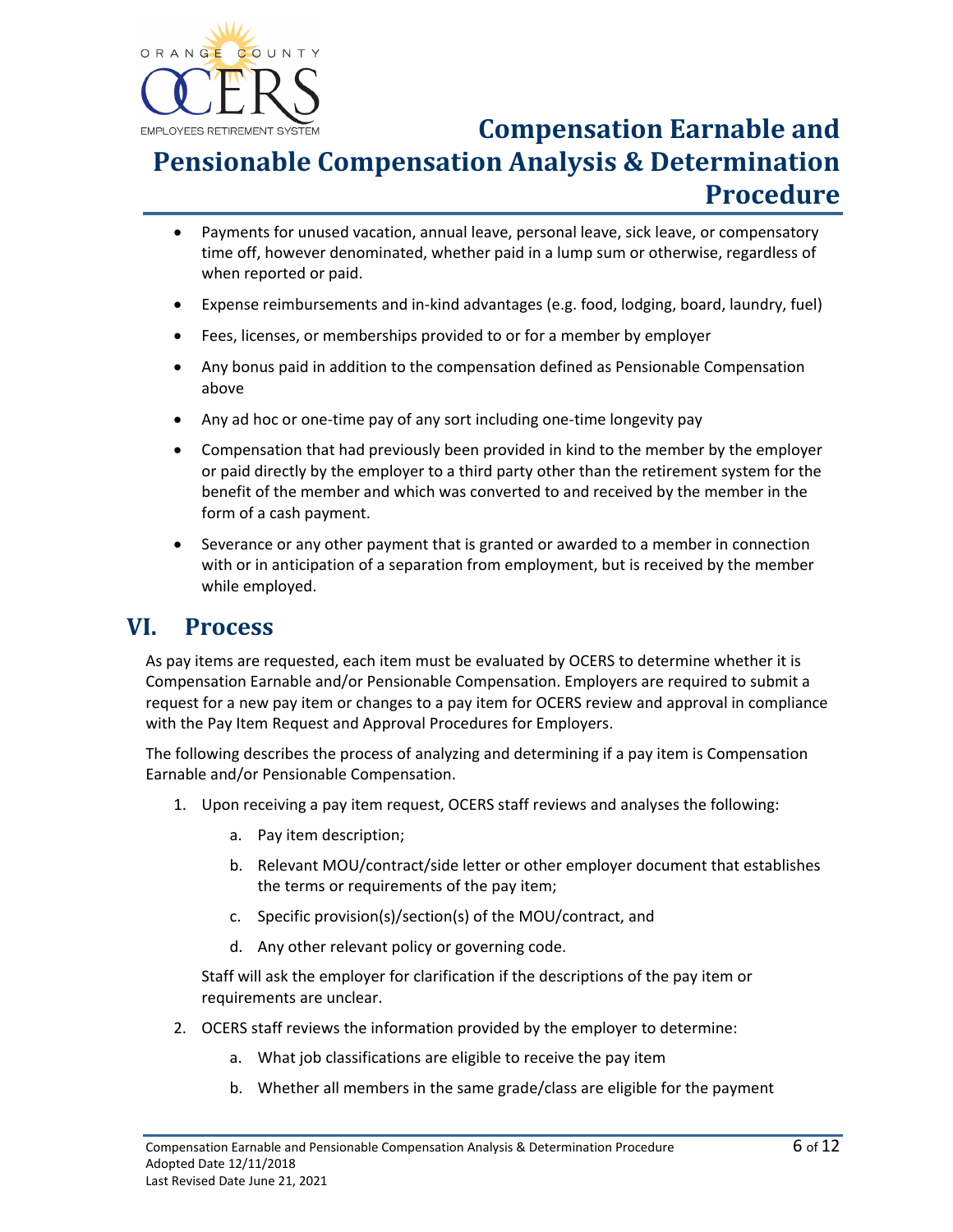- Payments for unused vacation, annual leave, personal leave, sick leave, or compensatory time off, however denominated, whether paid in a lump sum or otherwise, regardless of when reported or paid.
- Expense reimbursements and in-kind advantages (e.g. food, lodging, board, laundry, fuel)
- Fees, licenses, or memberships provided to or for a member by employer
- Any bonus paid in addition to the compensation defined as Pensionable Compensation above
- Any ad hoc or one-time pay of any sort including one-time longevity pay
- Compensation that had previously been provided in kind to the member by the employer or paid directly by the employer to a third party other than the retirement system for the benefit of the member and which was converted to and received by the member in the form of a cash payment.
- Severance or any other payment that is granted or awarded to a member in connection with or in anticipation of a separation from employment, but is received by the member while employed.

## VI. Process

As pay items are requested, each item must be evaluated by OCERS to determine whether it is Compensation Earnable and/or Pensionable Compensation. Employers are required to submit a request for a new pay item or changes to a pay item for OCERS review and approval in compliance with the Pay Item Request and Approval Procedures for Employers.

The following describes the process of analyzing and determining if a pay item is Compensation Earnable and/or Pensionable Compensation.

1. Upon receiving a pay item request, OCERS staff reviews and analyses the following:
   a. Pay item description;
   b. Relevant MOU/contract/side letter or other employer document that establishes the terms or requirements of the pay item;
   c. Specific provision(s)/section(s) of the MOU/contract, and
   d. Any other relevant policy or governing code.

   Staff will ask the employer for clarification if the descriptions of the pay item or requirements are unclear.
2. OCERS staff reviews the information provided by the employer to determine:
   a. What job classifications are eligible to receive the pay item
   b. Whether all members in the same grade/class are eligible for the payment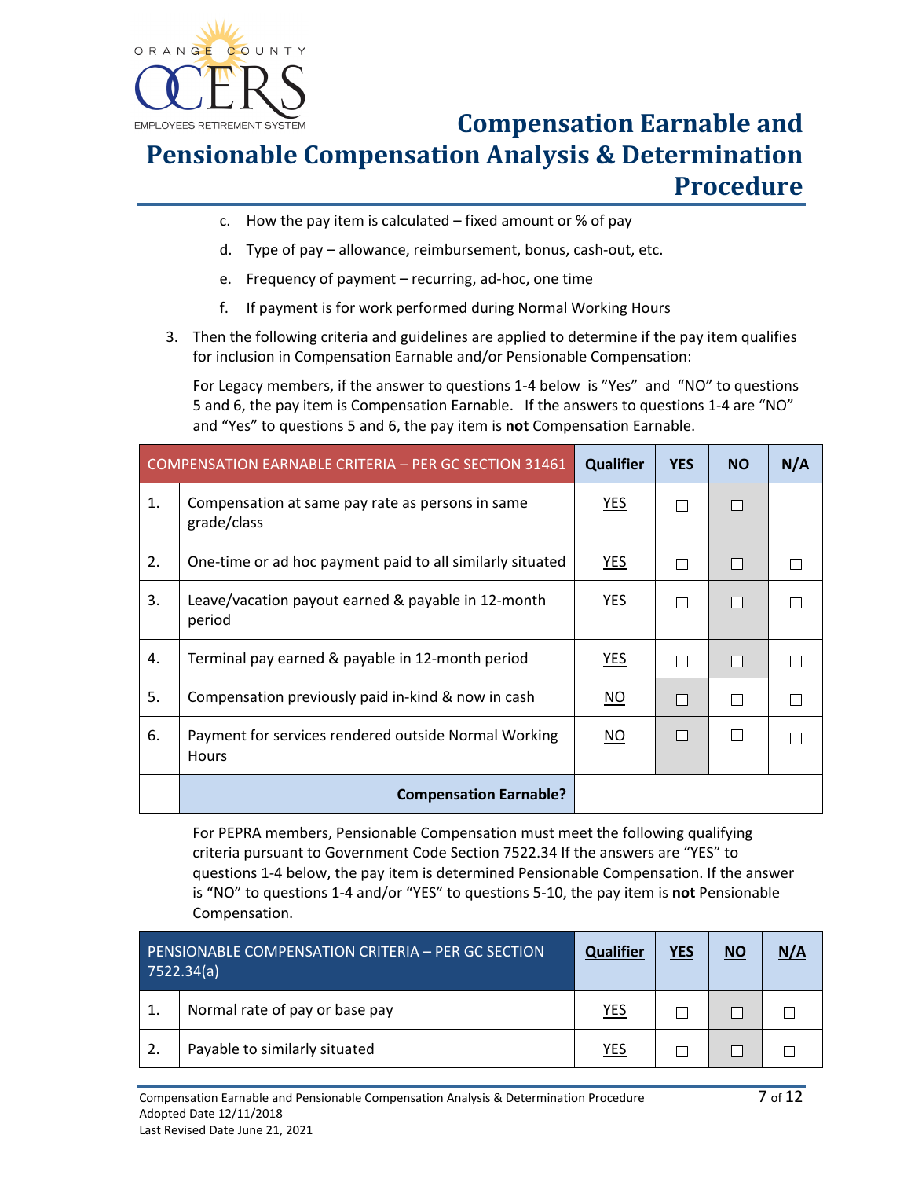c. How the pay item is calculated – fixed amount or % of pay

d. Type of pay – allowance, reimbursement, bonus, cash-out, etc.

e. Frequency of payment – recurring, ad-hoc, one time

f. If payment is for work performed during Normal Working Hours

3. Then the following criteria and guidelines are applied to determine if the pay item qualifies for inclusion in Compensation Earnable and/or Pensionable Compensation:

   For Legacy members, if the answer to questions 1-4 below is "Yes" and "NO" to questions 5 and 6, the pay item is Compensation Earnable. If the answers to questions 1-4 are "NO" and "Yes" to questions 5 and 6, the pay item is **not** Compensation Earnable.

| | COMPENSATION EARNABLE CRITERIA – PER GC SECTION 31461 | Qualifier | YES | NO | N/A |
|---|---|---|---|---|---|
| 1. | Compensation at same pay rate as persons in same grade/class | YES | ☐ | ☐ | |
| 2. | One-time or ad hoc payment paid to all similarly situated | YES | ☐ | ☐ | ☐ |
| 3. | Leave/vacation payout earned & payable in 12-month period | YES | ☐ | ☐ | ☐ |
| 4. | Terminal pay earned & payable in 12-month period | YES | ☐ | ☐ | ☐ |
| 5. | Compensation previously paid in-kind & now in cash | NO | ☐ | ☐ | ☐ |
| 6. | Payment for services rendered outside Normal Working Hours | NO | ☐ | ☐ | ☐ |
| | **Compensation Earnable?** | | | | |

   For PEPRA members, Pensionable Compensation must meet the following qualifying criteria pursuant to Government Code Section 7522.34 If the answers are "YES" to questions 1-4 below, the pay item is determined Pensionable Compensation. If the answer is "NO" to questions 1-4 and/or "YES" to questions 5-10, the pay item is **not** Pensionable Compensation.

| | PENSIONABLE COMPENSATION CRITERIA – PER GC SECTION 7522.34(a) | Qualifier | YES | NO | N/A |
|---|---|---|---|---|---|
| 1. | Normal rate of pay or base pay | YES | ☐ | ☐ | ☐ |
| 2. | Payable to similarly situated | YES | ☐ | ☐ | ☐ |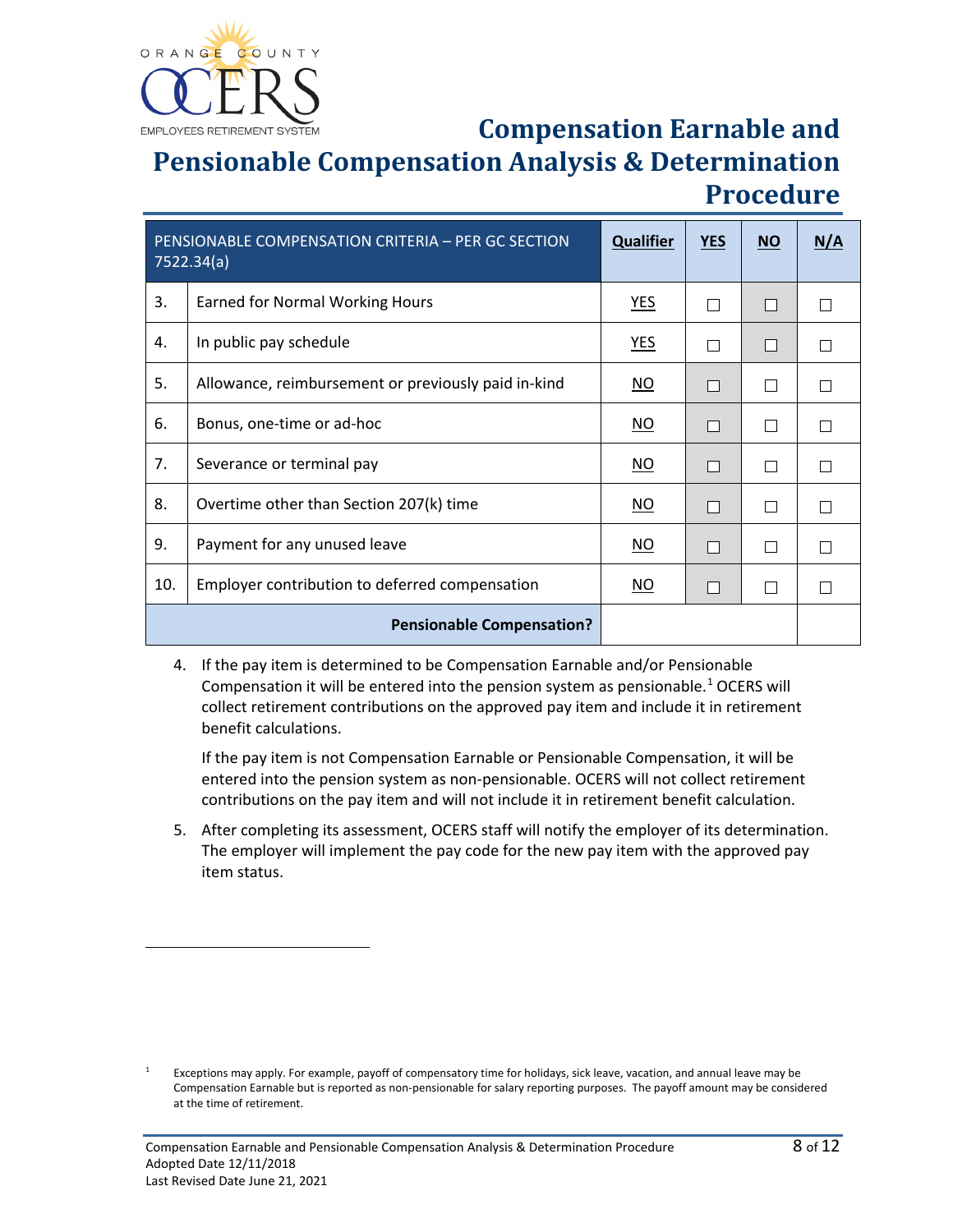| PENSIONABLE COMPENSATION CRITERIA – PER GC SECTION 7522.34(a) | | Qualifier | YES | NO | N/A |
|---|---|---|---|---|---|
| 3. | Earned for Normal Working Hours | YES | ☐ | ☐ | ☐ |
| 4. | In public pay schedule | YES | ☐ | ☐ | ☐ |
| 5. | Allowance, reimbursement or previously paid in-kind | NO | ☐ | ☐ | ☐ |
| 6. | Bonus, one-time or ad-hoc | NO | ☐ | ☐ | ☐ |
| 7. | Severance or terminal pay | NO | ☐ | ☐ | ☐ |
| 8. | Overtime other than Section 207(k) time | NO | ☐ | ☐ | ☐ |
| 9. | Payment for any unused leave | NO | ☐ | ☐ | ☐ |
| 10. | Employer contribution to deferred compensation | NO | ☐ | ☐ | ☐ |
| | **Pensionable Compensation?** | | | | |

4. If the pay item is determined to be Compensation Earnable and/or Pensionable Compensation it will be entered into the pension system as pensionable.[1] OCERS will collect retirement contributions on the approved pay item and include it in retirement benefit calculations.

   If the pay item is not Compensation Earnable or Pensionable Compensation, it will be entered into the pension system as non-pensionable. OCERS will not collect retirement contributions on the pay item and will not include it in retirement benefit calculation.

5. After completing its assessment, OCERS staff will notify the employer of its determination. The employer will implement the pay code for the new pay item with the approved pay item status.

[1] Exceptions may apply. For example, payoff of compensatory time for holidays, sick leave, vacation, and annual leave may be Compensation Earnable but is reported as non-pensionable for salary reporting purposes. The payoff amount may be considered at the time of retirement.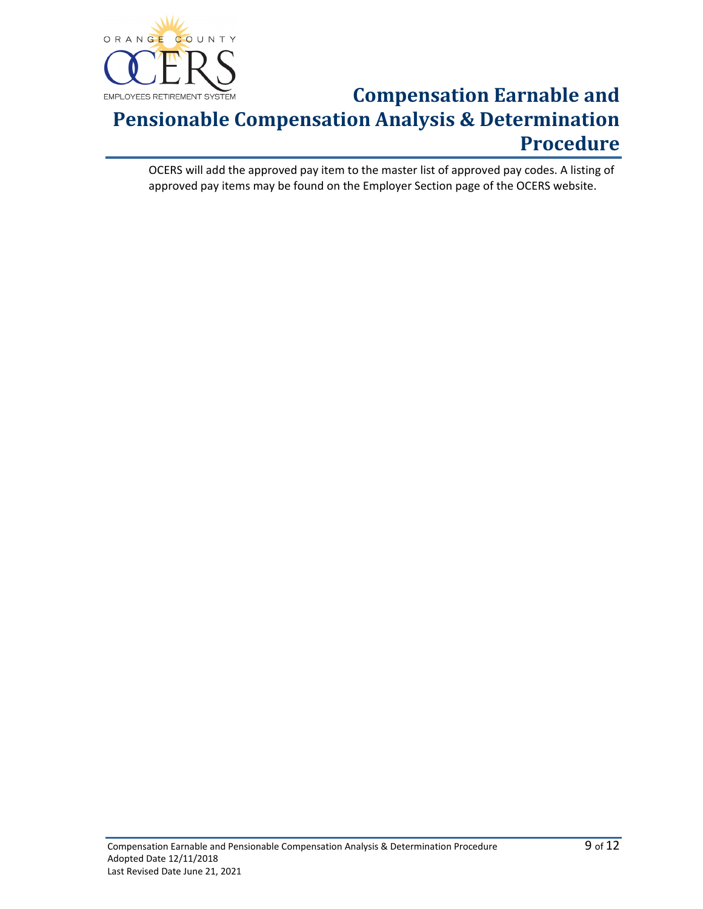OCERS will add the approved pay item to the master list of approved pay codes. A listing of approved pay items may be found on the Employer Section page of the OCERS website.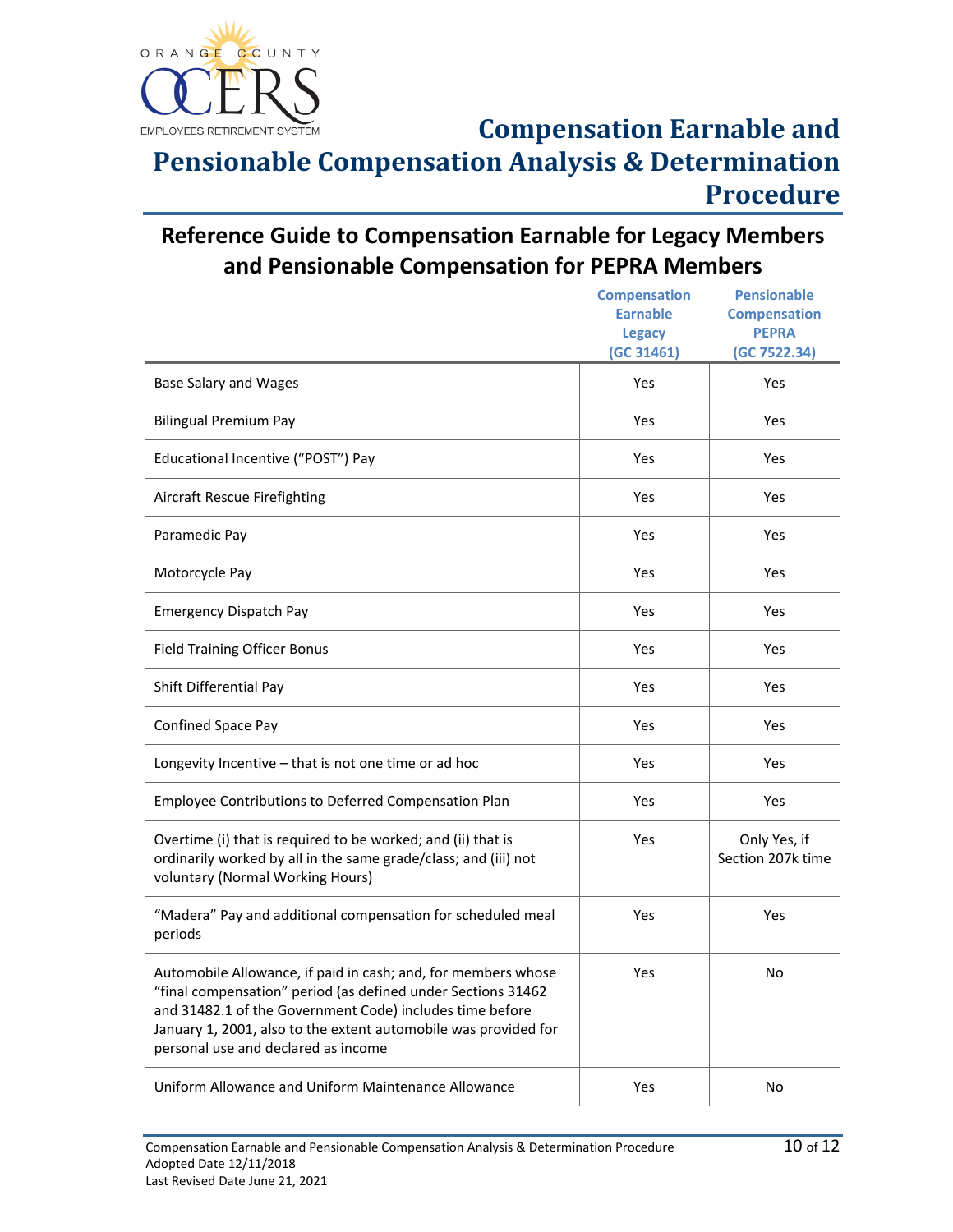# Compensation Earnable and Pensionable Compensation Analysis & Determination Procedure

## Reference Guide to Compensation Earnable for Legacy Members and Pensionable Compensation for PEPRA Members

| | Compensation Earnable Legacy (GC 31461) | Pensionable Compensation PEPRA (GC 7522.34) |
|---|---|---|
| Base Salary and Wages | Yes | Yes |
| Bilingual Premium Pay | Yes | Yes |
| Educational Incentive ("POST") Pay | Yes | Yes |
| Aircraft Rescue Firefighting | Yes | Yes |
| Paramedic Pay | Yes | Yes |
| Motorcycle Pay | Yes | Yes |
| Emergency Dispatch Pay | Yes | Yes |
| Field Training Officer Bonus | Yes | Yes |
| Shift Differential Pay | Yes | Yes |
| Confined Space Pay | Yes | Yes |
| Longevity Incentive – that is not one time or ad hoc | Yes | Yes |
| Employee Contributions to Deferred Compensation Plan | Yes | Yes |
| Overtime (i) that is required to be worked; and (ii) that is ordinarily worked by all in the same grade/class; and (iii) not voluntary (Normal Working Hours) | Yes | Only Yes, if Section 207k time |
| "Madera" Pay and additional compensation for scheduled meal periods | Yes | Yes |
| Automobile Allowance, if paid in cash; and, for members whose "final compensation" period (as defined under Sections 31462 and 31482.1 of the Government Code) includes time before January 1, 2001, also to the extent automobile was provided for personal use and declared as income | Yes | No |
| Uniform Allowance and Uniform Maintenance Allowance | Yes | No |

Compensation Earnable and Pensionable Compensation Analysis & Determination Procedure
Adopted Date 12/11/2018
Last Revised Date June 21, 2021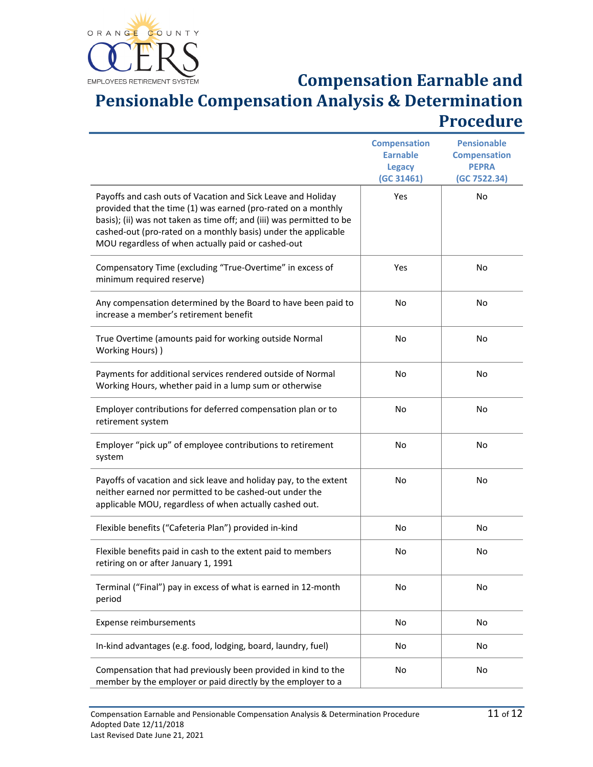| | Compensation Earnable Legacy (GC 31461) | Pensionable Compensation PEPRA (GC 7522.34) |
|---|---|---|
| Payoffs and cash outs of Vacation and Sick Leave and Holiday provided that the time (1) was earned (pro-rated on a monthly basis); (ii) was not taken as time off; and (iii) was permitted to be cashed-out (pro-rated on a monthly basis) under the applicable MOU regardless of when actually paid or cashed-out | Yes | No |
| Compensatory Time (excluding "True-Overtime" in excess of minimum required reserve) | Yes | No |
| Any compensation determined by the Board to have been paid to increase a member's retirement benefit | No | No |
| True Overtime (amounts paid for working outside Normal Working Hours) ) | No | No |
| Payments for additional services rendered outside of Normal Working Hours, whether paid in a lump sum or otherwise | No | No |
| Employer contributions for deferred compensation plan or to retirement system | No | No |
| Employer "pick up" of employee contributions to retirement system | No | No |
| Payoffs of vacation and sick leave and holiday pay, to the extent neither earned nor permitted to be cashed-out under the applicable MOU, regardless of when actually cashed out. | No | No |
| Flexible benefits ("Cafeteria Plan") provided in-kind | No | No |
| Flexible benefits paid in cash to the extent paid to members retiring on or after January 1, 1991 | No | No |
| Terminal ("Final") pay in excess of what is earned in 12-month period | No | No |
| Expense reimbursements | No | No |
| In-kind advantages (e.g. food, lodging, board, laundry, fuel) | No | No |
| Compensation that had previously been provided in kind to the member by the employer or paid directly by the employer to a | No | No |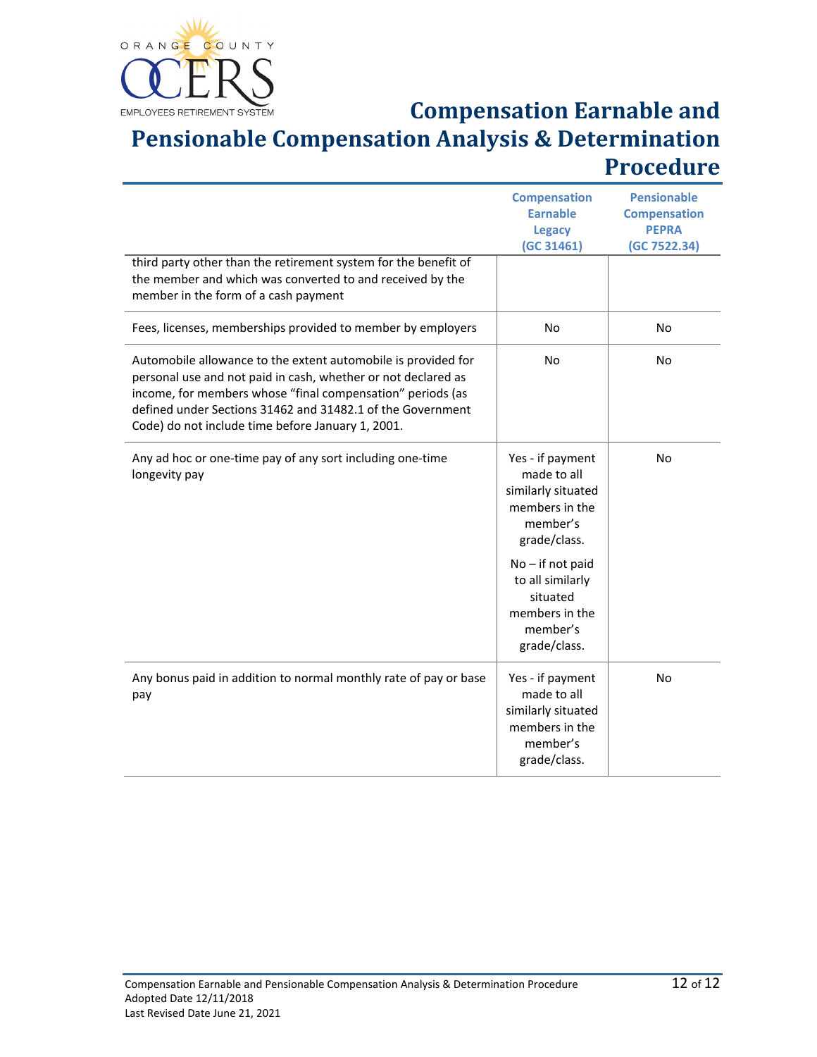# Compensation Earnable and Pensionable Compensation Analysis & Determination Procedure

| | Compensation Earnable Legacy (GC 31461) | Pensionable Compensation PEPRA (GC 7522.34) |
|---|---|---|
| third party other than the retirement system for the benefit of the member and which was converted to and received by the member in the form of a cash payment | | |
| Fees, licenses, memberships provided to member by employers | No | No |
| Automobile allowance to the extent automobile is provided for personal use and not paid in cash, whether or not declared as income, for members whose "final compensation" periods (as defined under Sections 31462 and 31482.1 of the Government Code) do not include time before January 1, 2001. | No | No |
| Any ad hoc or one-time pay of any sort including one-time longevity pay | Yes - if payment made to all similarly situated members in the member's grade/class.<br><br>No – if not paid to all similarly situated members in the member's grade/class. | No |
| Any bonus paid in addition to normal monthly rate of pay or base pay | Yes - if payment made to all similarly situated members in the member's grade/class. | No |